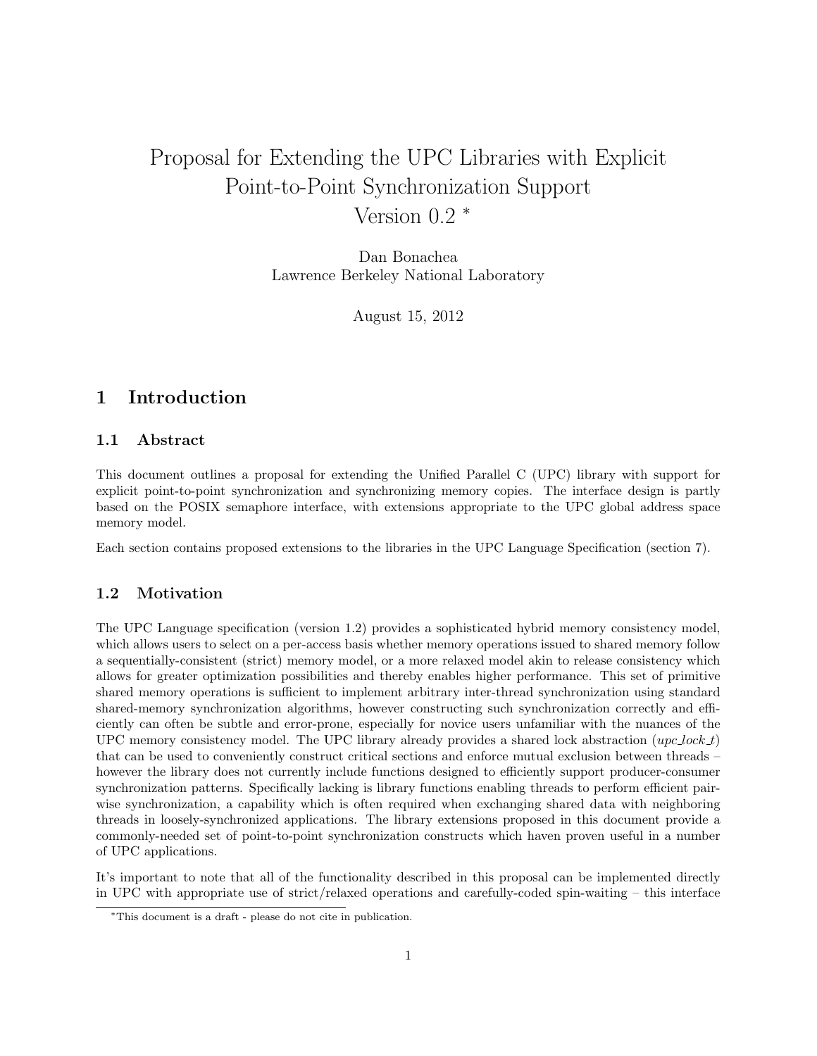# Proposal for Extending the UPC Libraries with Explicit Point-to-Point Synchronization Support Version 0.2 [*]

Dan Bonachea
Lawrence Berkeley National Laboratory

August 15, 2012

## 1 Introduction

### 1.1 Abstract

This document outlines a proposal for extending the Unified Parallel C (UPC) library with support for explicit point-to-point synchronization and synchronizing memory copies. The interface design is partly based on the POSIX semaphore interface, with extensions appropriate to the UPC global address space memory model.

Each section contains proposed extensions to the libraries in the UPC Language Specification (section 7).

### 1.2 Motivation

The UPC Language specification (version 1.2) provides a sophisticated hybrid memory consistency model, which allows users to select on a per-access basis whether memory operations issued to shared memory follow a sequentially-consistent (strict) memory model, or a more relaxed model akin to release consistency which allows for greater optimization possibilities and thereby enables higher performance. This set of primitive shared memory operations is sufficient to implement arbitrary inter-thread synchronization using standard shared-memory synchronization algorithms, however constructing such synchronization correctly and efficiently can often be subtle and error-prone, especially for novice users unfamiliar with the nuances of the UPC memory consistency model. The UPC library already provides a shared lock abstraction (*upc_lock_t*) that can be used to conveniently construct critical sections and enforce mutual exclusion between threads – however the library does not currently include functions designed to efficiently support producer-consumer synchronization patterns. Specifically lacking is library functions enabling threads to perform efficient pair-wise synchronization, a capability which is often required when exchanging shared data with neighboring threads in loosely-synchronized applications. The library extensions proposed in this document provide a commonly-needed set of point-to-point synchronization constructs which haven proven useful in a number of UPC applications.

It's important to note that all of the functionality described in this proposal can be implemented directly in UPC with appropriate use of strict/relaxed operations and carefully-coded spin-waiting – this interface

[*] This document is a draft - please do not cite in publication.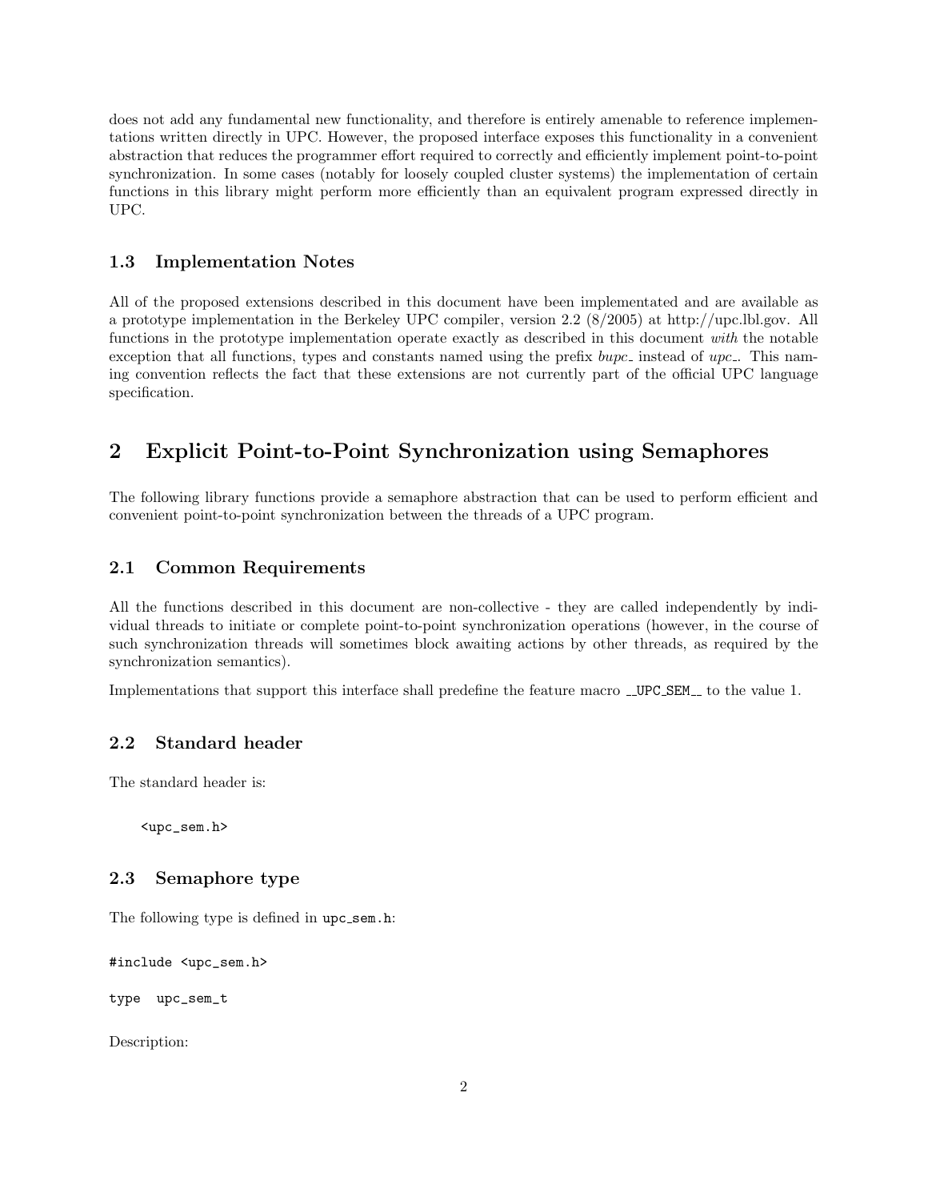does not add any fundamental new functionality, and therefore is entirely amenable to reference implementations written directly in UPC. However, the proposed interface exposes this functionality in a convenient abstraction that reduces the programmer effort required to correctly and efficiently implement point-to-point synchronization. In some cases (notably for loosely coupled cluster systems) the implementation of certain functions in this library might perform more efficiently than an equivalent program expressed directly in UPC.

### 1.3 Implementation Notes

All of the proposed extensions described in this document have been implementated and are available as a prototype implementation in the Berkeley UPC compiler, version 2.2 (8/2005) at http://upc.lbl.gov. All functions in the prototype implementation operate exactly as described in this document *with* the notable exception that all functions, types and constants named using the prefix *bupc_* instead of *upc_*. This naming convention reflects the fact that these extensions are not currently part of the official UPC language specification.

## 2 Explicit Point-to-Point Synchronization using Semaphores

The following library functions provide a semaphore abstraction that can be used to perform efficient and convenient point-to-point synchronization between the threads of a UPC program.

### 2.1 Common Requirements

All the functions described in this document are non-collective - they are called independently by individual threads to initiate or complete point-to-point synchronization operations (however, in the course of such synchronization threads will sometimes block awaiting actions by other threads, as required by the synchronization semantics).

Implementations that support this interface shall predefine the feature macro `__UPC_SEM__` to the value 1.

### 2.2 Standard header

The standard header is:

```
<upc_sem.h>
```

### 2.3 Semaphore type

The following type is defined in `upc_sem.h`:

```
#include <upc_sem.h>

type  upc_sem_t
```

Description: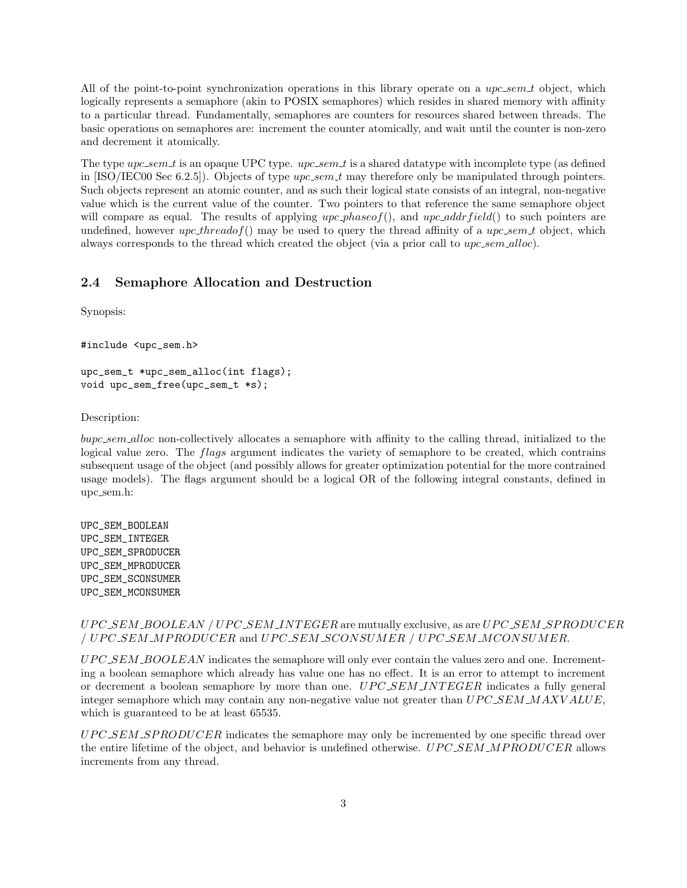All of the point-to-point synchronization operations in this library operate on a *upc_sem_t* object, which logically represents a semaphore (akin to POSIX semaphores) which resides in shared memory with affinity to a particular thread. Fundamentally, semaphores are counters for resources shared between threads. The basic operations on semaphores are: increment the counter atomically, and wait until the counter is non-zero and decrement it atomically.

The type *upc_sem_t* is an opaque UPC type. *upc_sem_t* is a shared datatype with incomplete type (as defined in [ISO/IEC00 Sec 6.2.5]). Objects of type *upc_sem_t* may therefore only be manipulated through pointers. Such objects represent an atomic counter, and as such their logical state consists of an integral, non-negative value which is the current value of the counter. Two pointers to that reference the same semaphore object will compare as equal. The results of applying *upc_phaseof*(), and *upc_addrfield*() to such pointers are undefined, however *upc_threadof*() may be used to query the thread affinity of a *upc_sem_t* object, which always corresponds to the thread which created the object (via a prior call to *upc_sem_alloc*).

## 2.4 Semaphore Allocation and Destruction

Synopsis:

```
#include <upc_sem.h>

upc_sem_t *upc_sem_alloc(int flags);
void upc_sem_free(upc_sem_t *s);
```

Description:

*bupc_sem_alloc* non-collectively allocates a semaphore with affinity to the calling thread, initialized to the logical value zero. The *flags* argument indicates the variety of semaphore to be created, which contrains subsequent usage of the object (and possibly allows for greater optimization potential for the more contrained usage models). The flags argument should be a logical OR of the following integral constants, defined in upc_sem.h:

```
UPC_SEM_BOOLEAN
UPC_SEM_INTEGER
UPC_SEM_SPRODUCER
UPC_SEM_MPRODUCER
UPC_SEM_SCONSUMER
UPC_SEM_MCONSUMER
```

*UPC_SEM_BOOLEAN* / *UPC_SEM_INTEGER* are mutually exclusive, as are *UPC_SEM_SPRODUCER* / *UPC_SEM_MPRODUCER* and *UPC_SEM_SCONSUMER* / *UPC_SEM_MCONSUMER*.

*UPC_SEM_BOOLEAN* indicates the semaphore will only ever contain the values zero and one. Incrementing a boolean semaphore which already has value one has no effect. It is an error to attempt to increment or decrement a boolean semaphore by more than one. *UPC_SEM_INTEGER* indicates a fully general integer semaphore which may contain any non-negative value not greater than *UPC_SEM_MAXVALUE*, which is guaranteed to be at least 65535.

*UPC_SEM_SPRODUCER* indicates the semaphore may only be incremented by one specific thread over the entire lifetime of the object, and behavior is undefined otherwise. *UPC_SEM_MPRODUCER* allows increments from any thread.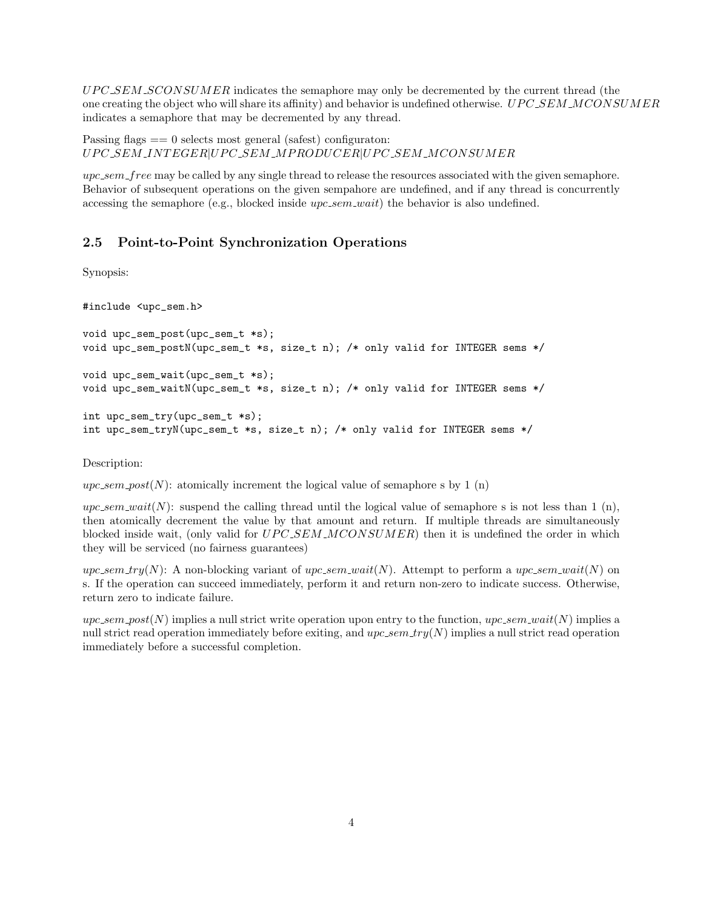*UPC_SEM_SCONSUMER* indicates the semaphore may only be decremented by the current thread (the one creating the object who will share its affinity) and behavior is undefined otherwise. *UPC_SEM_MCONSUMER* indicates a semaphore that may be decremented by any thread.

Passing flags == 0 selects most general (safest) configuraton:
*UPC_SEM_INTEGER|UPC_SEM_MPRODUCER|UPC_SEM_MCONSUMER*

*upc_sem_free* may be called by any single thread to release the resources associated with the given semaphore. Behavior of subsequent operations on the given sempahore are undefined, and if any thread is concurrently accessing the semaphore (e.g., blocked inside *upc_sem_wait*) the behavior is also undefined.

## 2.5 Point-to-Point Synchronization Operations

Synopsis:

```
#include <upc_sem.h>

void upc_sem_post(upc_sem_t *s);
void upc_sem_postN(upc_sem_t *s, size_t n); /* only valid for INTEGER sems */

void upc_sem_wait(upc_sem_t *s);
void upc_sem_waitN(upc_sem_t *s, size_t n); /* only valid for INTEGER sems */

int upc_sem_try(upc_sem_t *s);
int upc_sem_tryN(upc_sem_t *s, size_t n); /* only valid for INTEGER sems */
```

Description:

*upc_sem_post(N)*: atomically increment the logical value of semaphore s by 1 (n)

*upc_sem_wait(N)*: suspend the calling thread until the logical value of semaphore s is not less than 1 (n), then atomically decrement the value by that amount and return. If multiple threads are simultaneously blocked inside wait, (only valid for *UPC_SEM_MCONSUMER*) then it is undefined the order in which they will be serviced (no fairness guarantees)

*upc_sem_try(N)*: A non-blocking variant of *upc_sem_wait(N)*. Attempt to perform a *upc_sem_wait(N)* on s. If the operation can succeed immediately, perform it and return non-zero to indicate success. Otherwise, return zero to indicate failure.

*upc_sem_post(N)* implies a null strict write operation upon entry to the function, *upc_sem_wait(N)* implies a null strict read operation immediately before exiting, and *upc_sem_try(N)* implies a null strict read operation immediately before a successful completion.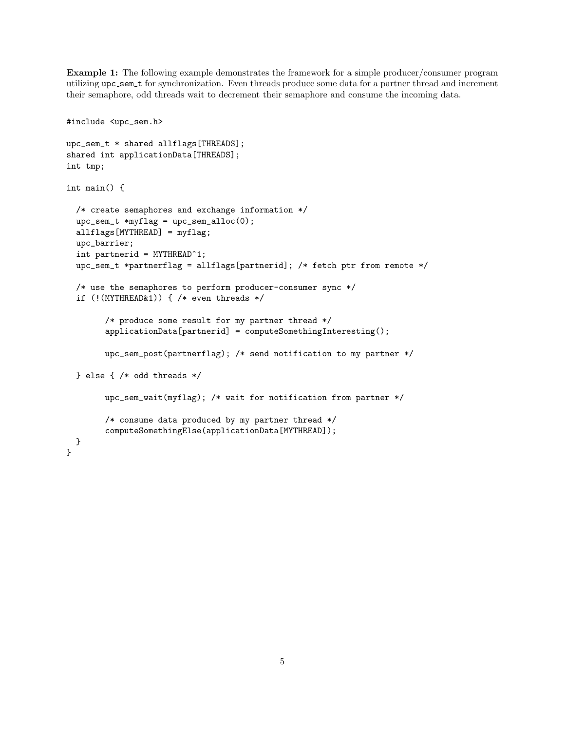**Example 1:** The following example demonstrates the framework for a simple producer/consumer program utilizing `upc_sem_t` for synchronization. Even threads produce some data for a partner thread and increment their semaphore, odd threads wait to decrement their semaphore and consume the incoming data.

```
#include <upc_sem.h>

upc_sem_t * shared allflags[THREADS];
shared int applicationData[THREADS];
int tmp;

int main() {

  /* create semaphores and exchange information */
  upc_sem_t *myflag = upc_sem_alloc(0);
  allflags[MYTHREAD] = myflag;
  upc_barrier;
  int partnerid = MYTHREAD^1;
  upc_sem_t *partnerflag = allflags[partnerid]; /* fetch ptr from remote */

  /* use the semaphores to perform producer-consumer sync */
  if (!(MYTHREAD&1)) { /* even threads */

        /* produce some result for my partner thread */
        applicationData[partnerid] = computeSomethingInteresting();

        upc_sem_post(partnerflag); /* send notification to my partner */

  } else { /* odd threads */

        upc_sem_wait(myflag); /* wait for notification from partner */

        /* consume data produced by my partner thread */
        computeSomethingElse(applicationData[MYTHREAD]);
  }
}
```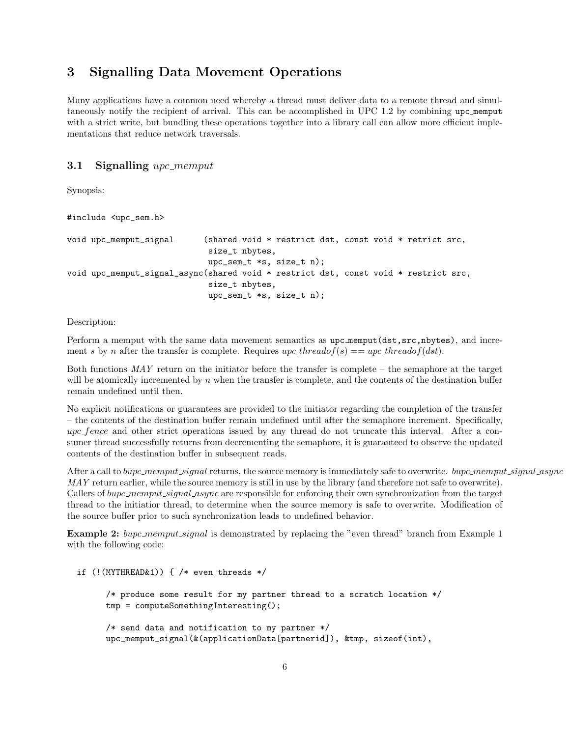## 3 Signalling Data Movement Operations

Many applications have a common need whereby a thread must deliver data to a remote thread and simultaneously notify the recipient of arrival. This can be accomplished in UPC 1.2 by combining `upc_memput` with a strict write, but bundling these operations together into a library call can allow more efficient implementations that reduce network traversals.

### 3.1 Signalling *upc_memput*

Synopsis:

```
#include <upc_sem.h>

void upc_memput_signal      (shared void * restrict dst, const void * retrict src,
                             size_t nbytes,
                             upc_sem_t *s, size_t n);
void upc_memput_signal_async(shared void * restrict dst, const void * restrict src,
                             size_t nbytes,
                             upc_sem_t *s, size_t n);
```

Description:

Perform a memput with the same data movement semantics as `upc_memput(dst,src,nbytes)`, and increment $s$ by $n$ after the transfer is complete. Requires $upc\_threadof(s) == upc\_threadof(dst)$.

Both functions *MAY* return on the initiator before the transfer is complete – the semaphore at the target will be atomically incremented by $n$ when the transfer is complete, and the contents of the destination buffer remain undefined until then.

No explicit notifications or guarantees are provided to the initiator regarding the completion of the transfer – the contents of the destination buffer remain undefined until after the semaphore increment. Specifically, *upc_fence* and other strict operations issued by any thread do not truncate this interval. After a consumer thread successfully returns from decrementing the semaphore, it is guaranteed to observe the updated contents of the destination buffer in subsequent reads.

After a call to *bupc_memput_signal* returns, the source memory is immediately safe to overwrite. *bupc_memput_signal_async* *MAY* return earlier, while the source memory is still in use by the library (and therefore not safe to overwrite). Callers of *bupc_memput_signal_async* are responsible for enforcing their own synchronization from the target thread to the initiatior thread, to determine when the source memory is safe to overwrite. Modification of the source buffer prior to such synchronization leads to undefined behavior.

**Example 2:** *bupc_memput_signal* is demonstrated by replacing the "even thread" branch from Example 1 with the following code:

```
  if (!(MYTHREAD&1)) { /* even threads */

        /* produce some result for my partner thread to a scratch location */
        tmp = computeSomethingInteresting();

        /* send data and notification to my partner */
        upc_memput_signal(&(applicationData[partnerid]), &tmp, sizeof(int),
```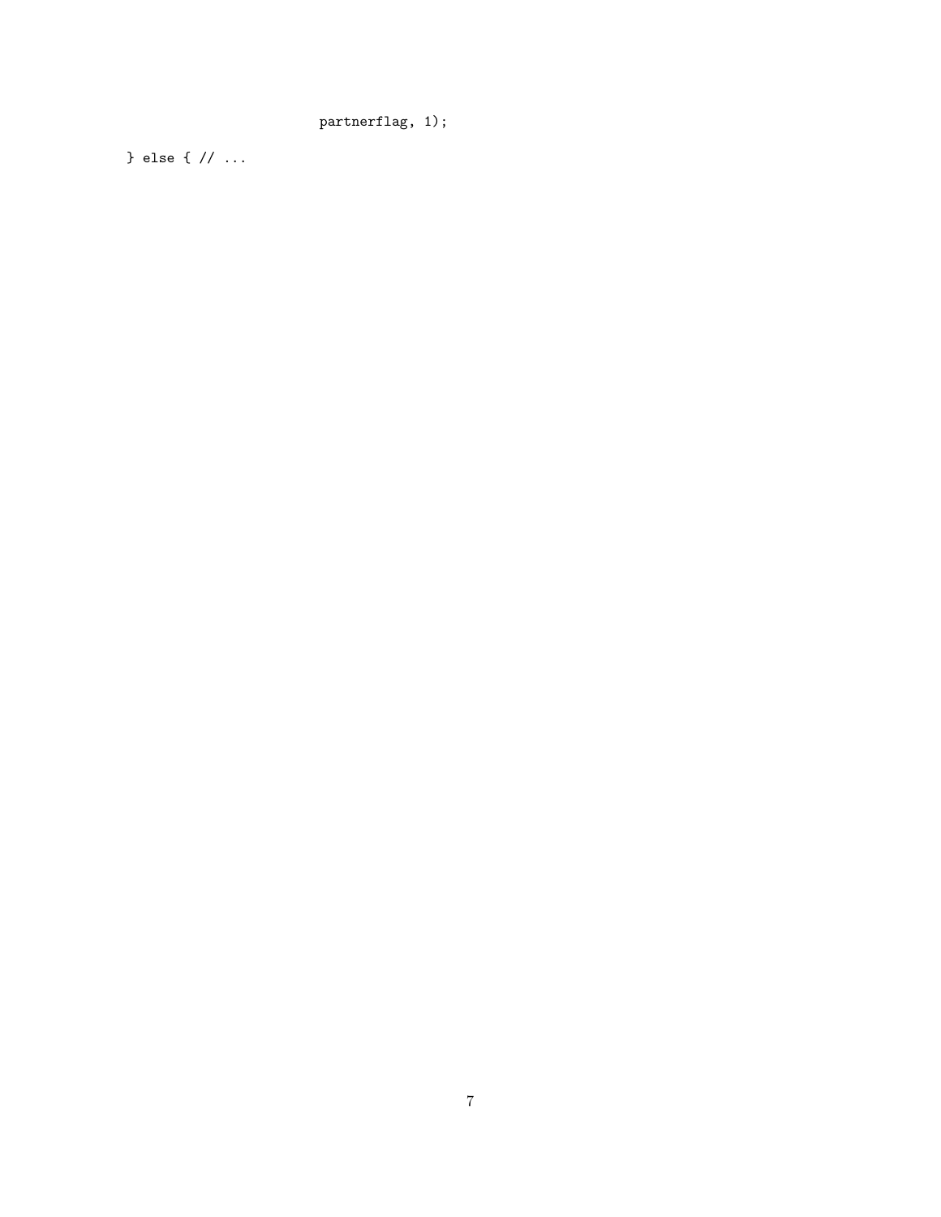```
                        partnerflag, 1);
} else { // ...
```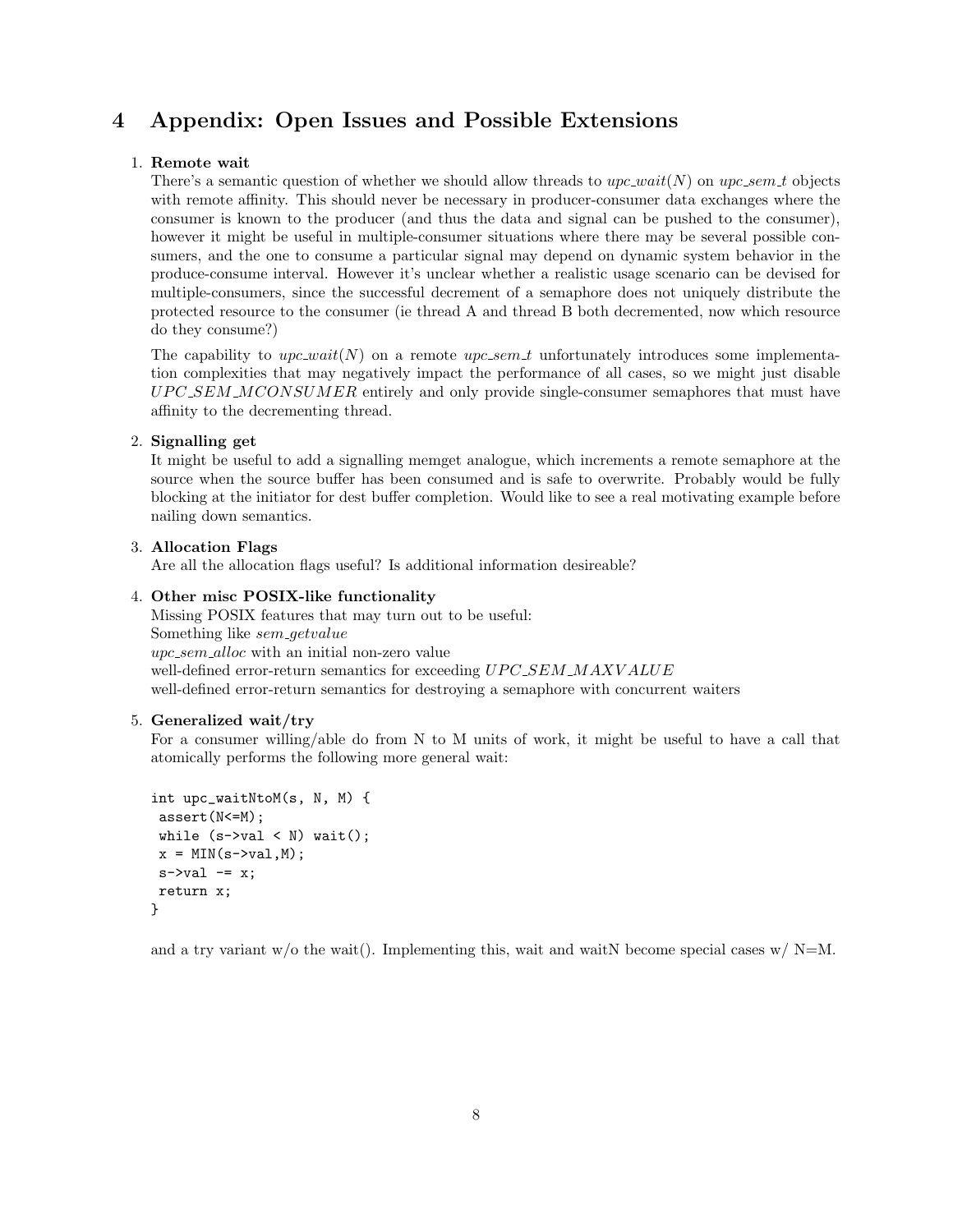# 4 Appendix: Open Issues and Possible Extensions

1. **Remote wait**
   There's a semantic question of whether we should allow threads to *upc_wait(N)* on *upc_sem_t* objects with remote affinity. This should never be necessary in producer-consumer data exchanges where the consumer is known to the producer (and thus the data and signal can be pushed to the consumer), however it might be useful in multiple-consumer situations where there may be several possible consumers, and the one to consume a particular signal may depend on dynamic system behavior in the produce-consume interval. However it's unclear whether a realistic usage scenario can be devised for multiple-consumers, since the successful decrement of a semaphore does not uniquely distribute the protected resource to the consumer (ie thread A and thread B both decremented, now which resource do they consume?)

   The capability to *upc_wait(N)* on a remote *upc_sem_t* unfortunately introduces some implementation complexities that may negatively impact the performance of all cases, so we might just disable *UPC_SEM_MCONSUMER* entirely and only provide single-consumer semaphores that must have affinity to the decrementing thread.

2. **Signalling get**
   It might be useful to add a signalling memget analogue, which increments a remote semaphore at the source when the source buffer has been consumed and is safe to overwrite. Probably would be fully blocking at the initiator for dest buffer completion. Would like to see a real motivating example before nailing down semantics.

3. **Allocation Flags**
   Are all the allocation flags useful? Is additional information desireable?

4. **Other misc POSIX-like functionality**
   Missing POSIX features that may turn out to be useful:
   Something like *sem_getvalue*
   *upc_sem_alloc* with an initial non-zero value
   well-defined error-return semantics for exceeding *UPC_SEM_MAXVALUE*
   well-defined error-return semantics for destroying a semaphore with concurrent waiters

5. **Generalized wait/try**
   For a consumer willing/able do from N to M units of work, it might be useful to have a call that atomically performs the following more general wait:

```
int upc_waitNtoM(s, N, M) {
 assert(N<=M);
 while (s->val < N) wait();
 x = MIN(s->val,M);
 s->val -= x;
 return x;
}
```

   and a try variant w/o the wait(). Implementing this, wait and waitN become special cases w/ N=M.